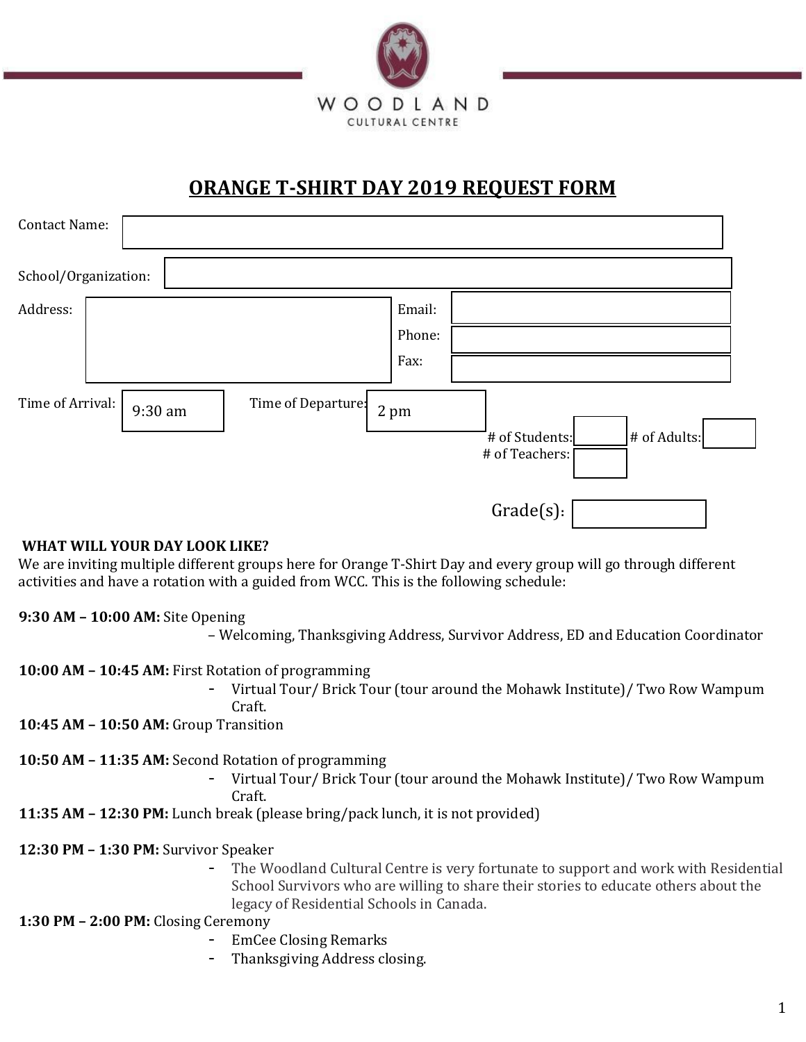WOODLAND
CULTURAL CENTRE

# ORANGE T-SHIRT DAY 2019 REQUEST FORM

Contact Name:

School/Organization:

Address:

Email:

Phone:

Fax:

Time of Arrival: 9:30 am

Time of Departure: 2 pm

# of Students:

# of Adults:

# of Teachers:

Grade(s):

**WHAT WILL YOUR DAY LOOK LIKE?**

We are inviting multiple different groups here for Orange T-Shirt Day and every group will go through different activities and have a rotation with a guided from WCC. This is the following schedule:

**9:30 AM – 10:00 AM:** Site Opening

– Welcoming, Thanksgiving Address, Survivor Address, ED and Education Coordinator

**10:00 AM – 10:45 AM:** First Rotation of programming

- Virtual Tour/ Brick Tour (tour around the Mohawk Institute)/ Two Row Wampum Craft.

**10:45 AM – 10:50 AM:** Group Transition

**10:50 AM – 11:35 AM:** Second Rotation of programming

- Virtual Tour/ Brick Tour (tour around the Mohawk Institute)/ Two Row Wampum Craft.

**11:35 AM – 12:30 PM:** Lunch break (please bring/pack lunch, it is not provided)

**12:30 PM – 1:30 PM:** Survivor Speaker

- The Woodland Cultural Centre is very fortunate to support and work with Residential School Survivors who are willing to share their stories to educate others about the legacy of Residential Schools in Canada.

**1:30 PM – 2:00 PM:** Closing Ceremony

- EmCee Closing Remarks
- Thanksgiving Address closing.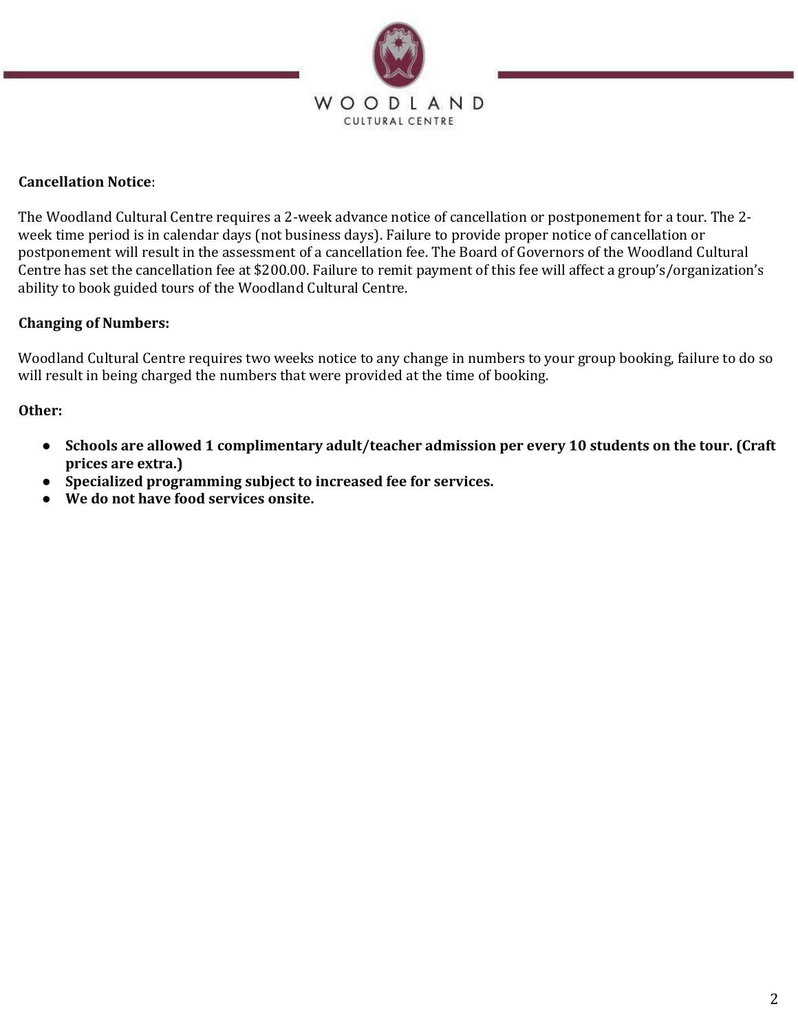**Cancellation Notice**:

The Woodland Cultural Centre requires a 2-week advance notice of cancellation or postponement for a tour. The 2-week time period is in calendar days (not business days). Failure to provide proper notice of cancellation or postponement will result in the assessment of a cancellation fee. The Board of Governors of the Woodland Cultural Centre has set the cancellation fee at $200.00. Failure to remit payment of this fee will affect a group's/organization's ability to book guided tours of the Woodland Cultural Centre.

**Changing of Numbers:**

Woodland Cultural Centre requires two weeks notice to any change in numbers to your group booking, failure to do so will result in being charged the numbers that were provided at the time of booking.

**Other:**

- **Schools are allowed 1 complimentary adult/teacher admission per every 10 students on the tour. (Craft prices are extra.)**
- **Specialized programming subject to increased fee for services.**
- **We do not have food services onsite.**